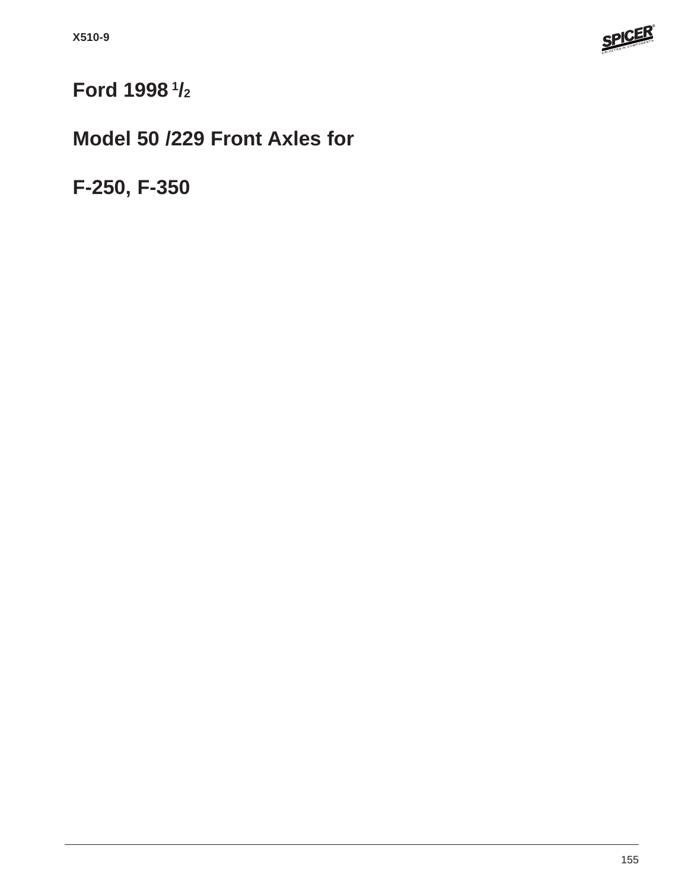# Ford 1998 1/2

# Model 50 /229 Front Axles for

# F-250, F-350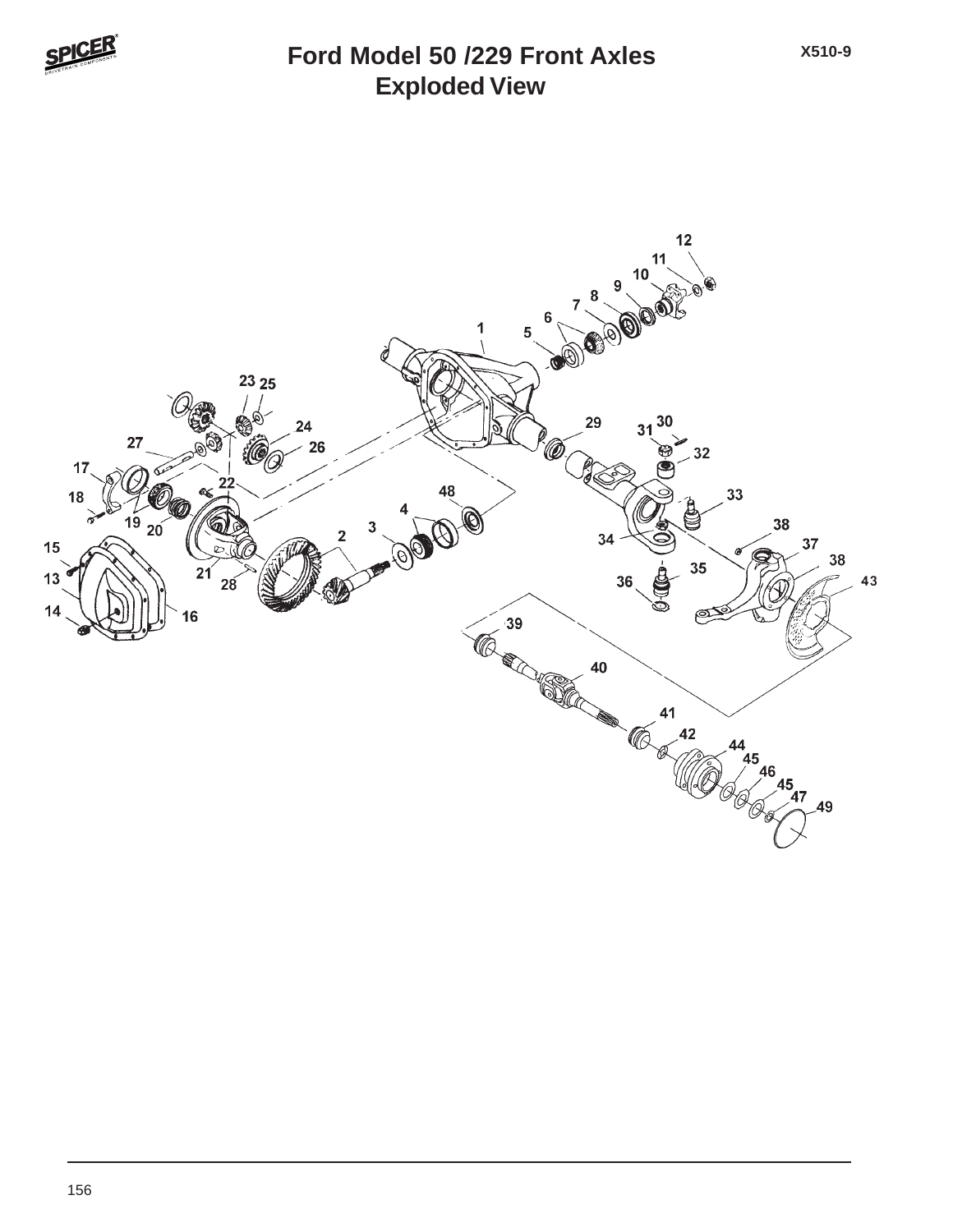# Ford Model 50 /229 Front Axles
## Exploded View

X510-9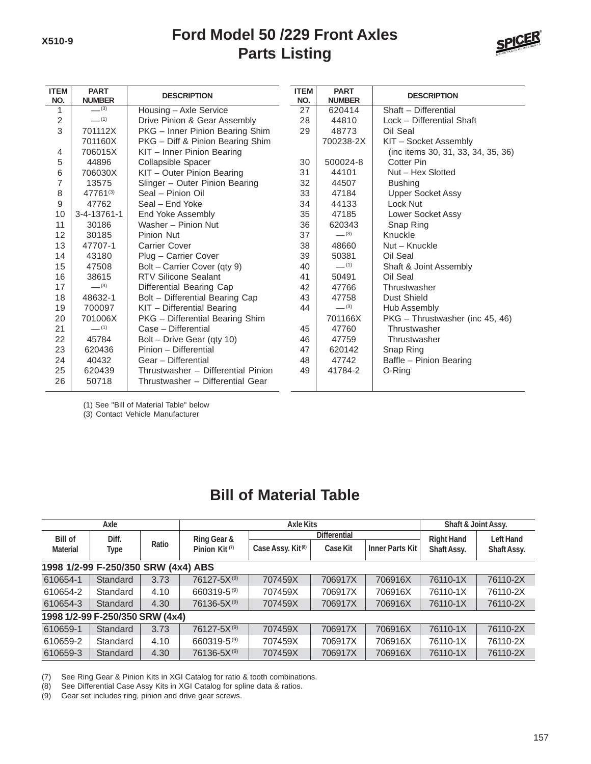# Ford Model 50 /229 Front Axles
# Parts Listing

| ITEM NO. | PART NUMBER | DESCRIPTION | ITEM NO. | PART NUMBER | DESCRIPTION |
|---|---|---|---|---|---|
| 1 | — (3) | Housing – Axle Service | 27 | 620414 | Shaft – Differential |
| 2 | — (1) | Drive Pinion & Gear Assembly | 28 | 44810 | Lock – Differential Shaft |
| 3 | 701112X | PKG – Inner Pinion Bearing Shim | 29 | 48773 | Oil Seal |
| | 701160X | PKG – Diff & Pinion Bearing Shim | | 700238-2X | KIT – Socket Assembly |
| 4 | 706015X | KIT – Inner Pinion Bearing | | | (inc items 30, 31, 33, 34, 35, 36) |
| 5 | 44896 | Collapsible Spacer | 30 | 500024-8 | Cotter Pin |
| 6 | 706030X | KIT – Outer Pinion Bearing | 31 | 44101 | Nut – Hex Slotted |
| 7 | 13575 | Slinger – Outer Pinion Bearing | 32 | 44507 | Bushing |
| 8 | 47761(3) | Seal – Pinion Oil | 33 | 47184 | Upper Socket Assy |
| 9 | 47762 | Seal – End Yoke | 34 | 44133 | Lock Nut |
| 10 | 3-4-13761-1 | End Yoke Assembly | 35 | 47185 | Lower Socket Assy |
| 11 | 30186 | Washer – Pinion Nut | 36 | 620343 | Snap Ring |
| 12 | 30185 | Pinion Nut | 37 | — (3) | Knuckle |
| 13 | 47707-1 | Carrier Cover | 38 | 48660 | Nut – Knuckle |
| 14 | 43180 | Plug – Carrier Cover | 39 | 50381 | Oil Seal |
| 15 | 47508 | Bolt – Carrier Cover (qty 9) | 40 | — (1) | Shaft & Joint Assembly |
| 16 | 38615 | RTV Silicone Sealant | 41 | 50491 | Oil Seal |
| 17 | — (3) | Differential Bearing Cap | 42 | 47766 | Thrustwasher |
| 18 | 48632-1 | Bolt – Differential Bearing Cap | 43 | 47758 | Dust Shield |
| 19 | 700097 | KIT – Differential Bearing | 44 | — (3) | Hub Assembly |
| 20 | 701006X | PKG – Differential Bearing Shim | | 701166X | PKG – Thrustwasher (inc 45, 46) |
| 21 | — (1) | Case – Differential | 45 | 47760 | Thrustwasher |
| 22 | 45784 | Bolt – Drive Gear (qty 10) | 46 | 47759 | Thrustwasher |
| 23 | 620436 | Pinion – Differential | 47 | 620142 | Snap Ring |
| 24 | 40432 | Gear – Differential | 48 | 47742 | Baffle – Pinion Bearing |
| 25 | 620439 | Thrustwasher – Differential Pinion | 49 | 41784-2 | O-Ring |
| 26 | 50718 | Thrustwasher – Differential Gear | | | |

(1) See "Bill of Material Table" below
(3) Contact Vehicle Manufacturer

## Bill of Material Table

| Axle | | | Axle Kits | | | | Shaft & Joint Assy. | |
|---|---|---|---|---|---|---|---|---|
| | | | | Differential | | | | |
| Bill of Material | Diff. Type | Ratio | Ring Gear & Pinion Kit (7) | Case Assy. Kit (8) | Case Kit | Inner Parts Kit | Right Hand Shaft Assy. | Left Hand Shaft Assy. |
| **1998 1/2-99 F-250/350 SRW (4x4) ABS** | | | | | | | | |
| 610654-1 | Standard | 3.73 | 76127-5X (9) | 707459X | 706917X | 706916X | 76110-1X | 76110-2X |
| 610654-2 | Standard | 4.10 | 660319-5 (9) | 707459X | 706917X | 706916X | 76110-1X | 76110-2X |
| 610654-3 | Standard | 4.30 | 76136-5X (9) | 707459X | 706917X | 706916X | 76110-1X | 76110-2X |
| **1998 1/2-99 F-250/350 SRW (4x4)** | | | | | | | | |
| 610659-1 | Standard | 3.73 | 76127-5X (9) | 707459X | 706917X | 706916X | 76110-1X | 76110-2X |
| 610659-2 | Standard | 4.10 | 660319-5 (9) | 707459X | 706917X | 706916X | 76110-1X | 76110-2X |
| 610659-3 | Standard | 4.30 | 76136-5X (9) | 707459X | 706917X | 706916X | 76110-1X | 76110-2X |

(7) See Ring Gear & Pinion Kits in XGI Catalog for ratio & tooth combinations.
(8) See Differential Case Assy Kits in XGI Catalog for spline data & ratios.
(9) Gear set includes ring, pinion and drive gear screws.